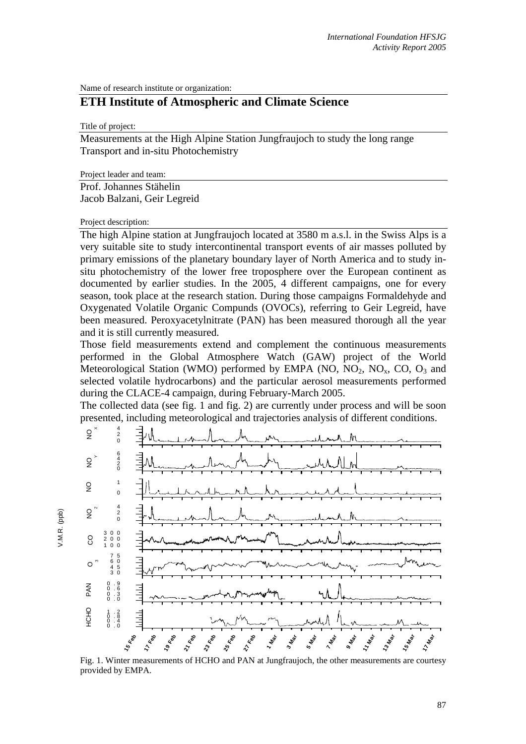Name of research institute or organization:

# ETH Institute of Atmospheric and Climate Science

Title of project:

Measurements at the High Alpine Station Jungfraujoch to study the long range Transport and in-situ Photochemistry

Project leader and team:

Prof. Johannes Stähelin
Jacob Balzani, Geir Legreid

Project description:

The high Alpine station at Jungfraujoch located at 3580 m a.s.l. in the Swiss Alps is a very suitable site to study intercontinental transport events of air masses polluted by primary emissions of the planetary boundary layer of North America and to study in-situ photochemistry of the lower free troposphere over the European continent as documented by earlier studies. In the 2005, 4 different campaigns, one for every season, took place at the research station. During those campaigns Formaldehyde and Oxygenated Volatile Organic Compunds (OVOCs), referring to Geir Legreid, have been measured. Peroxyacetylnitrate (PAN) has been measured thorough all the year and it is still currently measured.

Those field measurements extend and complement the continuous measurements performed in the Global Atmosphere Watch (GAW) project of the World Meteorological Station (WMO) performed by EMPA (NO, $NO_2$, $NO_x$, CO, $O_3$ and selected volatile hydrocarbons) and the particular aerosol measurements performed during the CLACE-4 campaign, during February-March 2005.

The collected data (see fig. 1 and fig. 2) are currently under process and will be soon presented, including meteorological and trajectories analysis of different conditions.

Fig. 1. Winter measurements of HCHO and PAN at Jungfraujoch, the other measurements are courtesy provided by EMPA.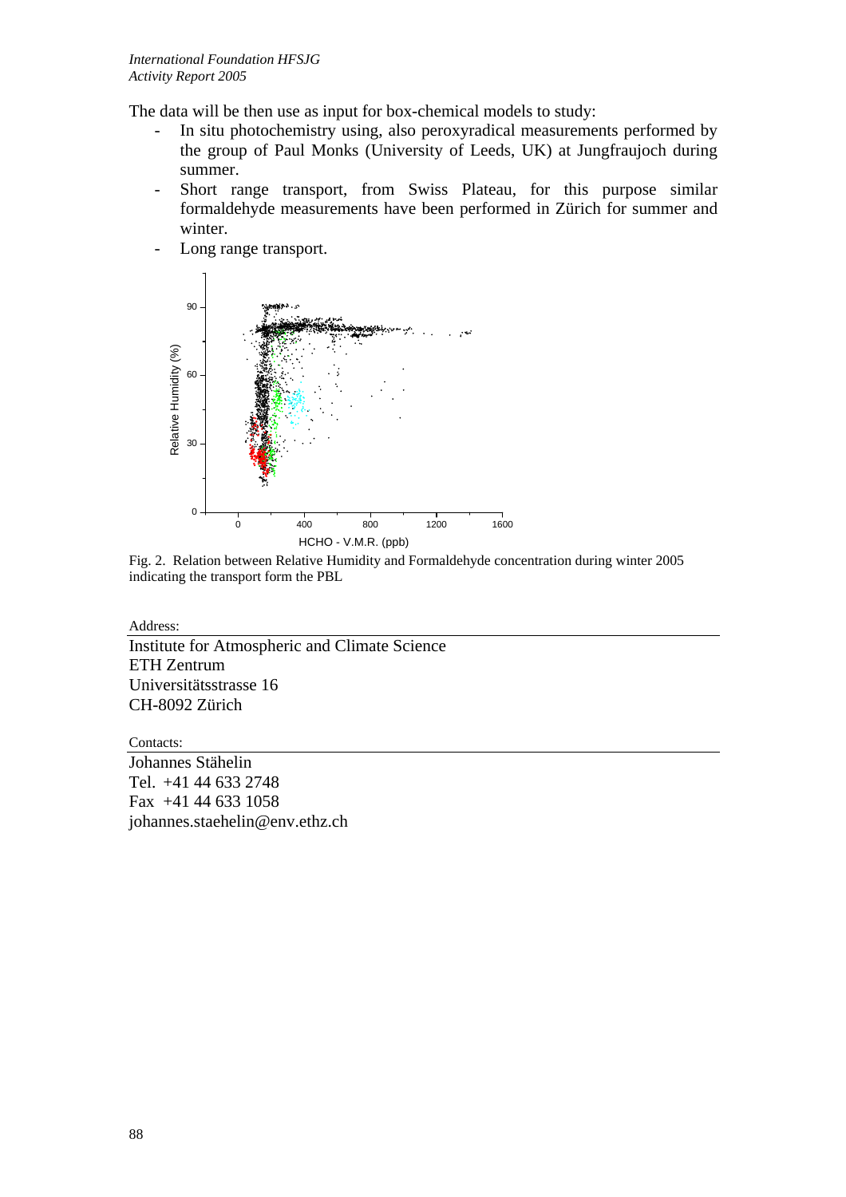The data will be then use as input for box-chemical models to study:

- In situ photochemistry using, also peroxyradical measurements performed by the group of Paul Monks (University of Leeds, UK) at Jungfraujoch during summer.
- Short range transport, from Swiss Plateau, for this purpose similar formaldehyde measurements have been performed in Zürich for summer and winter.
- Long range transport.

Relative Humidity (%)
90
60
30
0
0
400
800
1200
1600
HCHO - V.M.R. (ppb)

Fig. 2. Relation between Relative Humidity and Formaldehyde concentration during winter 2005 indicating the transport form the PBL

Address:

Institute for Atmospheric and Climate Science
ETH Zentrum
Universitätsstrasse 16
CH-8092 Zürich

Contacts:

Johannes Stähelin
Tel. +41 44 633 2748
Fax +41 44 633 1058
johannes.staehelin@env.ethz.ch